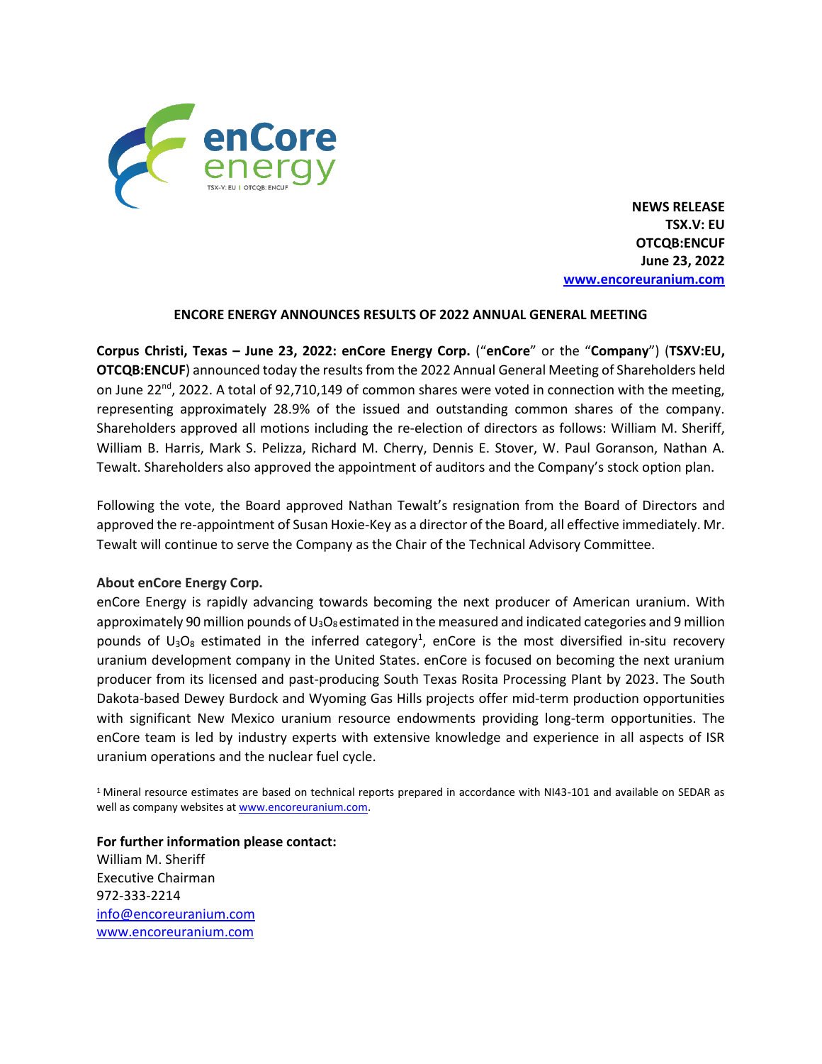**NEWS RELEASE**
**TSX.V: EU**
**OTCQB:ENCUF**
**June 23, 2022**
**www.encoreuranium.com**

## ENCORE ENERGY ANNOUNCES RESULTS OF 2022 ANNUAL GENERAL MEETING

**Corpus Christi, Texas – June 23, 2022: enCore Energy Corp.** ("**enCore**" or the "**Company**") (**TSXV:EU, OTCQB:ENCUF**) announced today the results from the 2022 Annual General Meeting of Shareholders held on June 22nd, 2022. A total of 92,710,149 of common shares were voted in connection with the meeting, representing approximately 28.9% of the issued and outstanding common shares of the company. Shareholders approved all motions including the re-election of directors as follows: William M. Sheriff, William B. Harris, Mark S. Pelizza, Richard M. Cherry, Dennis E. Stover, W. Paul Goranson, Nathan A. Tewalt. Shareholders also approved the appointment of auditors and the Company's stock option plan.

Following the vote, the Board approved Nathan Tewalt's resignation from the Board of Directors and approved the re-appointment of Susan Hoxie-Key as a director of the Board, all effective immediately. Mr. Tewalt will continue to serve the Company as the Chair of the Technical Advisory Committee.

**About enCore Energy Corp.**

enCore Energy is rapidly advancing towards becoming the next producer of American uranium. With approximately 90 million pounds of $U_3O_8$ estimated in the measured and indicated categories and 9 million pounds of $U_3O_8$ estimated in the inferred category[1], enCore is the most diversified in-situ recovery uranium development company in the United States. enCore is focused on becoming the next uranium producer from its licensed and past-producing South Texas Rosita Processing Plant by 2023. The South Dakota-based Dewey Burdock and Wyoming Gas Hills projects offer mid-term production opportunities with significant New Mexico uranium resource endowments providing long-term opportunities. The enCore team is led by industry experts with extensive knowledge and experience in all aspects of ISR uranium operations and the nuclear fuel cycle.

[1] Mineral resource estimates are based on technical reports prepared in accordance with NI43-101 and available on SEDAR as well as company websites at www.encoreuranium.com.

**For further information please contact:**
William M. Sheriff
Executive Chairman
972-333-2214
info@encoreuranium.com
www.encoreuranium.com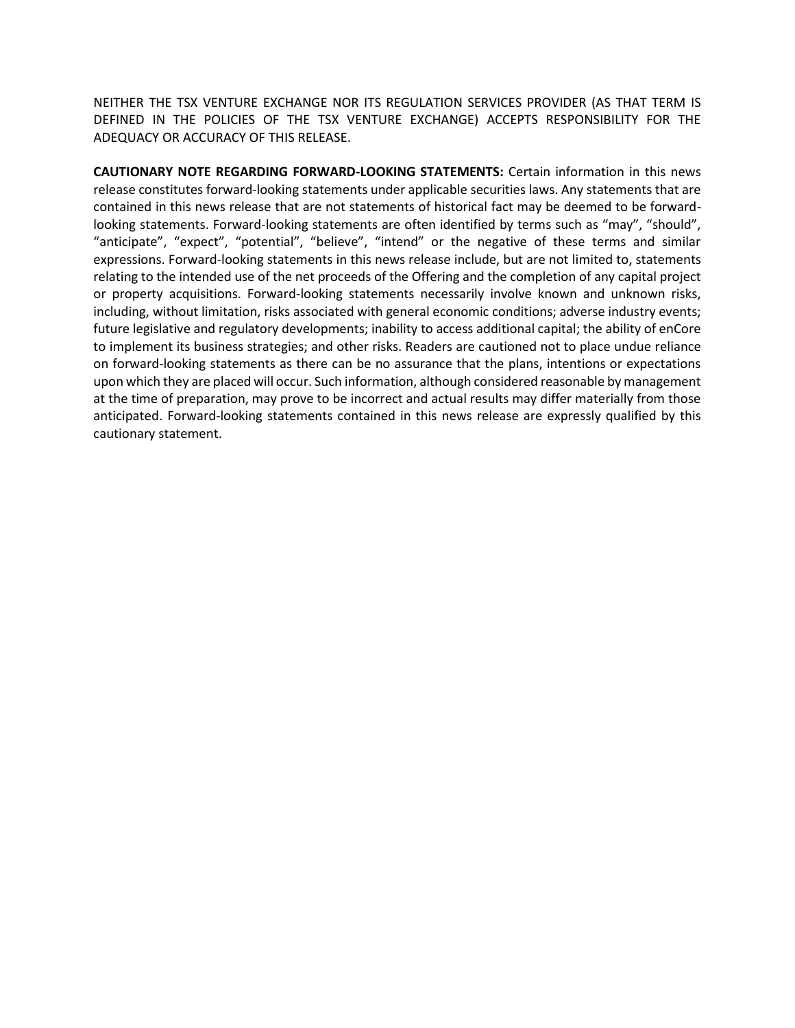NEITHER THE TSX VENTURE EXCHANGE NOR ITS REGULATION SERVICES PROVIDER (AS THAT TERM IS DEFINED IN THE POLICIES OF THE TSX VENTURE EXCHANGE) ACCEPTS RESPONSIBILITY FOR THE ADEQUACY OR ACCURACY OF THIS RELEASE.

**CAUTIONARY NOTE REGARDING FORWARD-LOOKING STATEMENTS:** Certain information in this news release constitutes forward-looking statements under applicable securities laws. Any statements that are contained in this news release that are not statements of historical fact may be deemed to be forward-looking statements. Forward-looking statements are often identified by terms such as "may", "should", "anticipate", "expect", "potential", "believe", "intend" or the negative of these terms and similar expressions. Forward-looking statements in this news release include, but are not limited to, statements relating to the intended use of the net proceeds of the Offering and the completion of any capital project or property acquisitions. Forward-looking statements necessarily involve known and unknown risks, including, without limitation, risks associated with general economic conditions; adverse industry events; future legislative and regulatory developments; inability to access additional capital; the ability of enCore to implement its business strategies; and other risks. Readers are cautioned not to place undue reliance on forward-looking statements as there can be no assurance that the plans, intentions or expectations upon which they are placed will occur. Such information, although considered reasonable by management at the time of preparation, may prove to be incorrect and actual results may differ materially from those anticipated. Forward-looking statements contained in this news release are expressly qualified by this cautionary statement.